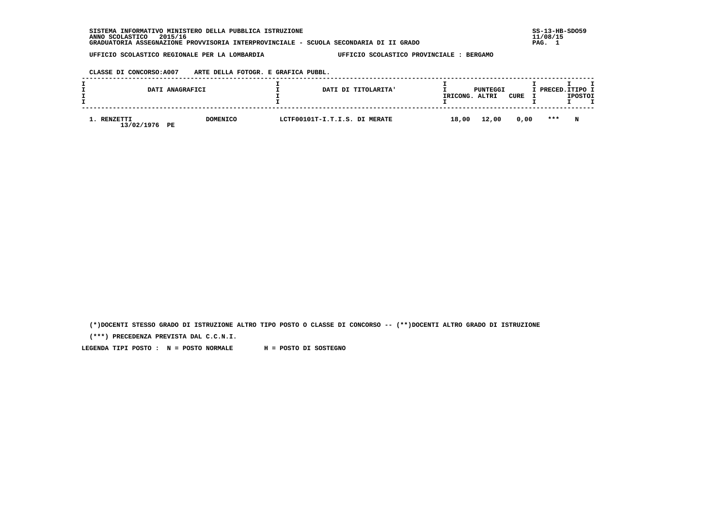SISTEMA INFORMATIVO MINISTERO DELLA PUBBLICA ISTRUZIONE
ANNO SCOLASTICO 2015/16
GRADUATORIA ASSEGNAZIONE PROVVISORIA INTERPROVINCIALE - SCUOLA SECONDARIA DI II GRADO

SS-13-HB-SDO59
11/08/15

UFFICIO SCOLASTICO REGIONALE PER LA LOMBARDIA — UFFICIO SCOLASTICO PROVINCIALE : BERGAMO

CLASSE DI CONCORSO:A007 ARTE DELLA FOTOGR. E GRAFICA PUBBL.

| DATI ANAGRAFICI | | DATI DI TITOLARITA' | PUNTEGGI RICONG. | PUNTEGGI ALTRI | CURE | PRECED. | TIPO POSTO |
|---|---|---|---|---|---|---|---|
| 1. RENZETTI 13/02/1976 PE | DOMENICO | LCTF00101T-I.T.I.S. DI MERATE | 18,00 | 12,00 | 0,00 | *** | N |

(*)DOCENTI STESSO GRADO DI ISTRUZIONE ALTRO TIPO POSTO O CLASSE DI CONCORSO -- (**)DOCENTI ALTRO GRADO DI ISTRUZIONE

(***) PRECEDENZA PREVISTA DAL C.C.N.I.

LEGENDA TIPI POSTO : N = POSTO NORMALE H = POSTO DI SOSTEGNO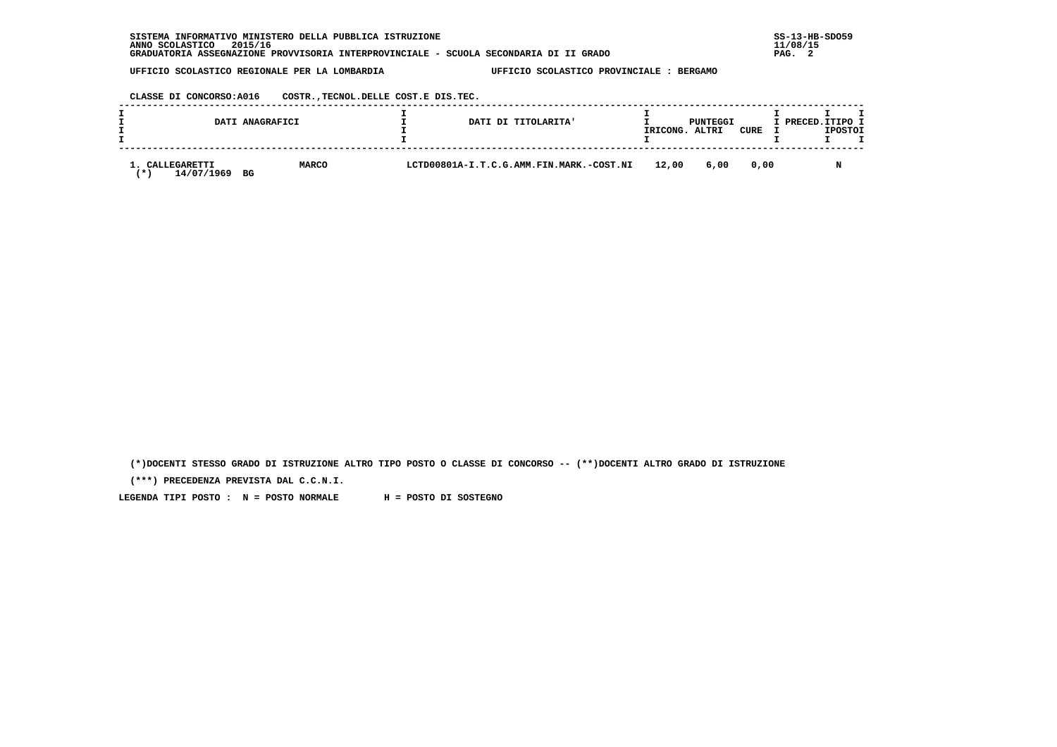SISTEMA INFORMATIVO MINISTERO DELLA PUBBLICA ISTRUZIONE
ANNO SCOLASTICO 2015/16
GRADUATORIA ASSEGNAZIONE PROVVISORIA INTERPROVINCIALE - SCUOLA SECONDARIA DI II GRADO

SS-13-HB-SDO59
11/08/15

UFFICIO SCOLASTICO REGIONALE PER LA LOMBARDIA — UFFICIO SCOLASTICO PROVINCIALE : BERGAMO

CLASSE DI CONCORSO:A016 COSTR.,TECNOL.DELLE COST.E DIS.TEC.

| DATI ANAGRAFICI | | DATI DI TITOLARITA' | PUNTEGGI RICONG. | PUNTEGGI ALTRI | PUNTEGGI CURE | PRECED. | TIPO POSTO |
|---|---|---|---|---|---|---|---|
| 1. CALLEGARETTI (*) 14/07/1969 BG | MARCO | LCTD00801A-I.T.C.G.AMM.FIN.MARK.-COST.NI | 12,00 | 6,00 | 0,00 | | N |

(*)DOCENTI STESSO GRADO DI ISTRUZIONE ALTRO TIPO POSTO O CLASSE DI CONCORSO -- (**)DOCENTI ALTRO GRADO DI ISTRUZIONE

(***) PRECEDENZA PREVISTA DAL C.C.N.I.

LEGENDA TIPI POSTO : N = POSTO NORMALE H = POSTO DI SOSTEGNO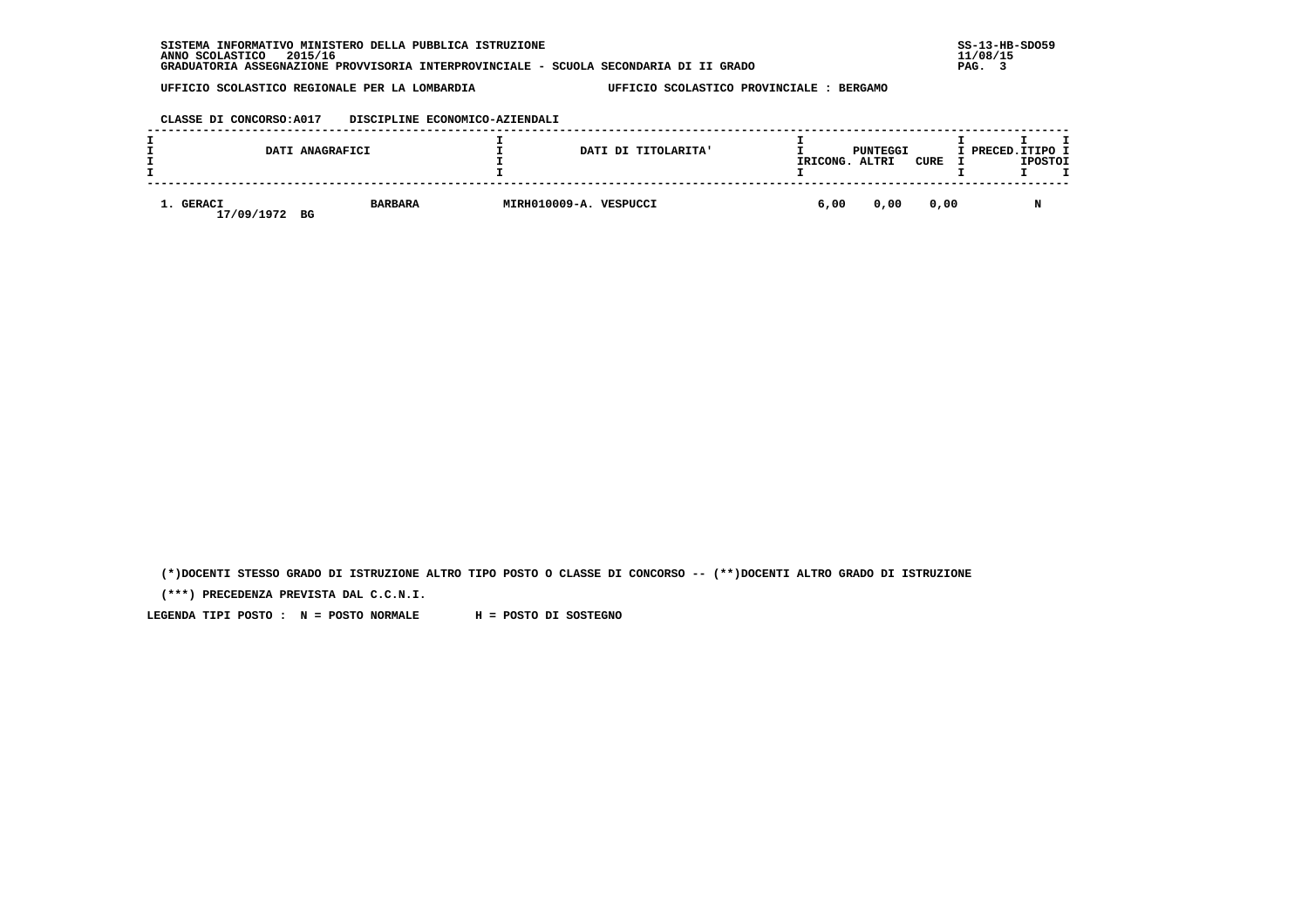SISTEMA INFORMATIVO MINISTERO DELLA PUBBLICA ISTRUZIONE
ANNO SCOLASTICO 2015/16
GRADUATORIA ASSEGNAZIONE PROVVISORIA INTERPROVINCIALE - SCUOLA SECONDARIA DI II GRADO

SS-13-HB-SDO59
11/08/15

UFFICIO SCOLASTICO REGIONALE PER LA LOMBARDIA — UFFICIO SCOLASTICO PROVINCIALE : BERGAMO

CLASSE DI CONCORSO:A017 DISCIPLINE ECONOMICO-AZIENDALI

| DATI ANAGRAFICI | | DATI DI TITOLARITA' | PUNTEGGI RICONG. | PUNTEGGI ALTRI | PUNTEGGI CURE | PRECED. | TIPO POSTO |
|---|---|---|---|---|---|---|---|
| 1. GERACI 17/09/1972 BG | BARBARA | MIRH010009-A. VESPUCCI | 6,00 | 0,00 | 0,00 | | N |

(*)DOCENTI STESSO GRADO DI ISTRUZIONE ALTRO TIPO POSTO O CLASSE DI CONCORSO -- (**)DOCENTI ALTRO GRADO DI ISTRUZIONE

(***) PRECEDENZA PREVISTA DAL C.C.N.I.

LEGENDA TIPI POSTO : N = POSTO NORMALE H = POSTO DI SOSTEGNO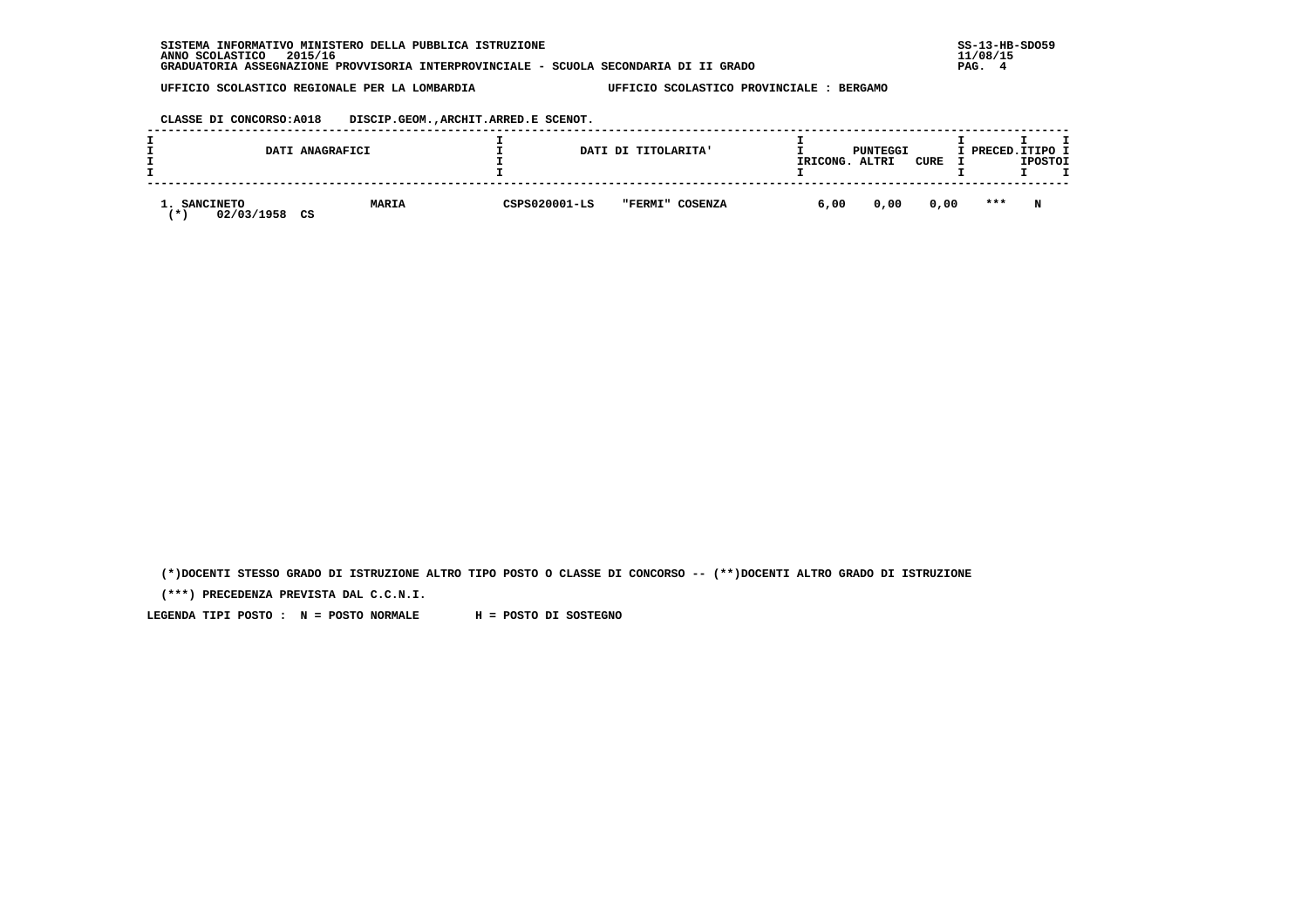SISTEMA INFORMATIVO MINISTERO DELLA PUBBLICA ISTRUZIONE
ANNO SCOLASTICO 2015/16
GRADUATORIA ASSEGNAZIONE PROVVISORIA INTERPROVINCIALE - SCUOLA SECONDARIA DI II GRADO

SS-13-HB-SDO59
11/08/15

UFFICIO SCOLASTICO REGIONALE PER LA LOMBARDIA — UFFICIO SCOLASTICO PROVINCIALE : BERGAMO

CLASSE DI CONCORSO:A018 DISCIP.GEOM.,ARCHIT.ARRED.E SCENOT.

| DATI ANAGRAFICI | | DATI DI TITOLARITA' | | PUNTEGGI RICONG. | PUNTEGGI ALTRI | PUNTEGGI CURE | PRECED. | TIPO POSTO |
|---|---|---|---|---|---|---|---|---|
| 1. SANCINETO (*) 02/03/1958 CS | MARIA | CSPS020001-LS | "FERMI" COSENZA | 6,00 | 0,00 | 0,00 | *** | N |

(*)DOCENTI STESSO GRADO DI ISTRUZIONE ALTRO TIPO POSTO O CLASSE DI CONCORSO -- (**)DOCENTI ALTRO GRADO DI ISTRUZIONE

(***) PRECEDENZA PREVISTA DAL C.C.N.I.

LEGENDA TIPI POSTO : N = POSTO NORMALE H = POSTO DI SOSTEGNO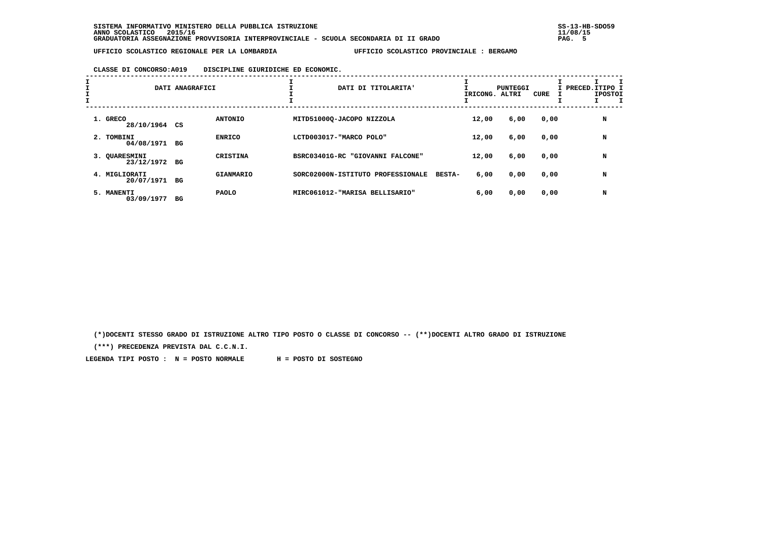SISTEMA INFORMATIVO MINISTERO DELLA PUBBLICA ISTRUZIONE
ANNO SCOLASTICO 2015/16
GRADUATORIA ASSEGNAZIONE PROVVISORIA INTERPROVINCIALE - SCUOLA SECONDARIA DI II GRADO

SS-13-HB-SDO59
11/08/15

UFFICIO SCOLASTICO REGIONALE PER LA LOMBARDIA — UFFICIO SCOLASTICO PROVINCIALE : BERGAMO

CLASSE DI CONCORSO:A019 DISCIPLINE GIURIDICHE ED ECONOMIC.

| DATI ANAGRAFICI | | | DATI DI TITOLARITA' | PUNTEGGI RICONG. | ALTRI | CURE | PRECED. | TIPO POSTO |
|---|---|---|---|---|---|---|---|---|
| 1. GRECO 28/10/1964 | CS | ANTONIO | MITD51000Q-JACOPO NIZZOLA | 12,00 | 6,00 | 0,00 | | N |
| 2. TOMBINI 04/08/1971 | BG | ENRICO | LCTD003017-"MARCO POLO" | 12,00 | 6,00 | 0,00 | | N |
| 3. QUARESMINI 23/12/1972 | BG | CRISTINA | BSRC03401G-RC "GIOVANNI FALCONE" | 12,00 | 6,00 | 0,00 | | N |
| 4. MIGLIORATI 20/07/1971 | BG | GIANMARIO | SORC02000N-ISTITUTO PROFESSIONALE BESTA- | 6,00 | 0,00 | 0,00 | | N |
| 5. MANENTI 03/09/1977 | BG | PAOLO | MIRC061012-"MARISA BELLISARIO" | 6,00 | 0,00 | 0,00 | | N |

(*)DOCENTI STESSO GRADO DI ISTRUZIONE ALTRO TIPO POSTO O CLASSE DI CONCORSO -- (**)DOCENTI ALTRO GRADO DI ISTRUZIONE

(***) PRECEDENZA PREVISTA DAL C.C.N.I.

LEGENDA TIPI POSTO : N = POSTO NORMALE H = POSTO DI SOSTEGNO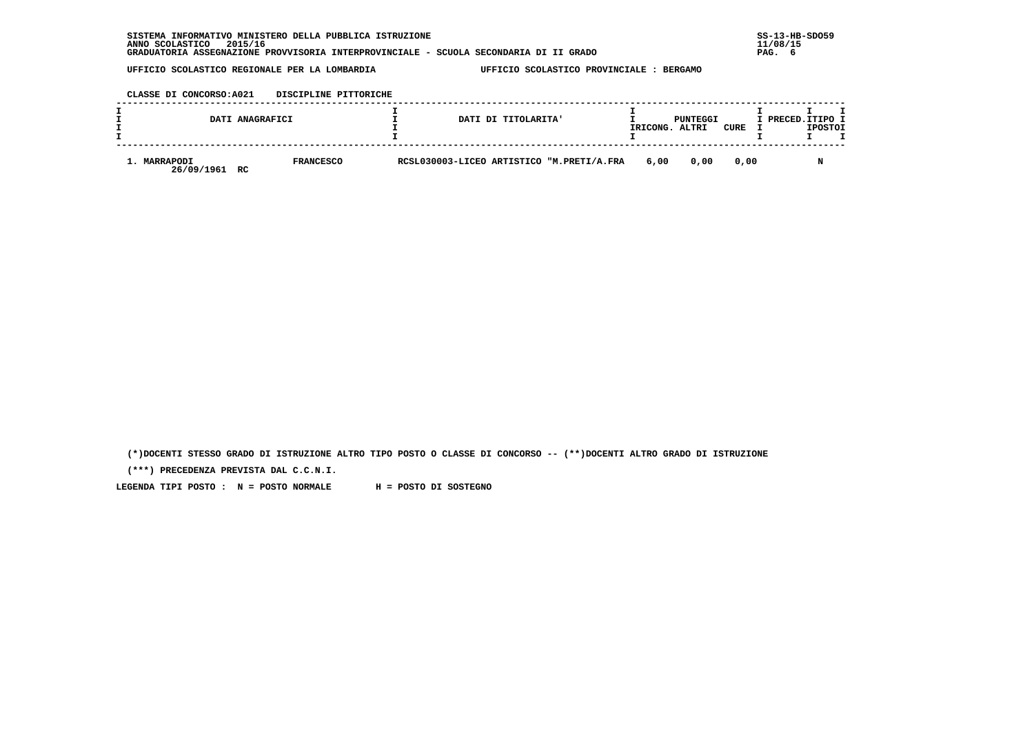SISTEMA INFORMATIVO MINISTERO DELLA PUBBLICA ISTRUZIONE
ANNO SCOLASTICO 2015/16
GRADUATORIA ASSEGNAZIONE PROVVISORIA INTERPROVINCIALE - SCUOLA SECONDARIA DI II GRADO

SS-13-HB-SDO59
11/08/15

UFFICIO SCOLASTICO REGIONALE PER LA LOMBARDIA — UFFICIO SCOLASTICO PROVINCIALE : BERGAMO

CLASSE DI CONCORSO:A021 DISCIPLINE PITTORICHE

| DATI ANAGRAFICI | | DATI DI TITOLARITA' | PUNTEGGI RICONG. | PUNTEGGI ALTRI | PUNTEGGI CURE | PRECED. | TIPO POSTO |
|---|---|---|---|---|---|---|---|
| 1. MARRAPODI 26/09/1961 RC | FRANCESCO | RCSL030003-LICEO ARTISTICO "M.PRETI/A.FRA | 6,00 | 0,00 | 0,00 | | N |

(*)DOCENTI STESSO GRADO DI ISTRUZIONE ALTRO TIPO POSTO O CLASSE DI CONCORSO -- (**)DOCENTI ALTRO GRADO DI ISTRUZIONE

(***) PRECEDENZA PREVISTA DAL C.C.N.I.

LEGENDA TIPI POSTO : N = POSTO NORMALE H = POSTO DI SOSTEGNO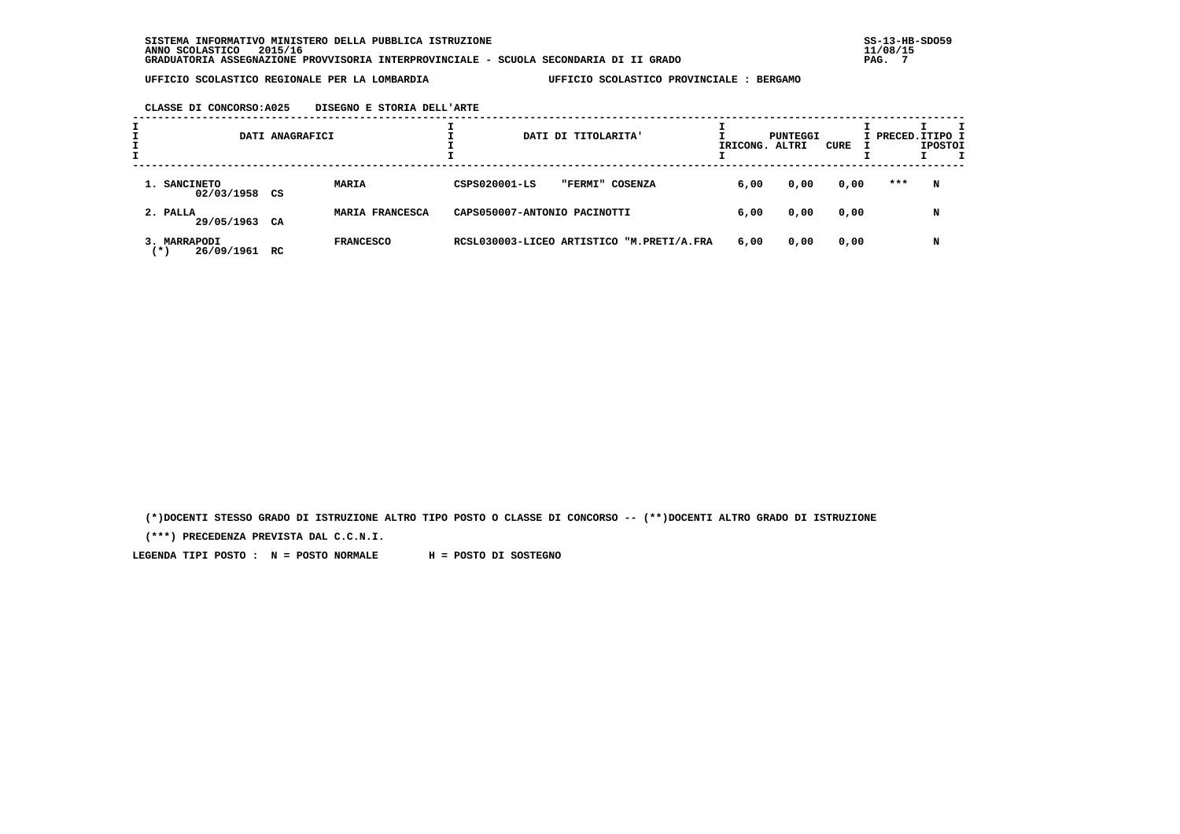SISTEMA INFORMATIVO MINISTERO DELLA PUBBLICA ISTRUZIONE
ANNO SCOLASTICO 2015/16
GRADUATORIA ASSEGNAZIONE PROVVISORIA INTERPROVINCIALE - SCUOLA SECONDARIA DI II GRADO

UFFICIO SCOLASTICO REGIONALE PER LA LOMBARDIA — UFFICIO SCOLASTICO PROVINCIALE : BERGAMO

CLASSE DI CONCORSO:A025 DISEGNO E STORIA DELL'ARTE

| DATI ANAGRAFICI | | DATI DI TITOLARITA' | PUNTEGGI RICONG. | ALTRI | CURE | PRECED. | TIPO POSTO |
|---|---|---|---|---|---|---|---|
| 1. SANCINETO 02/03/1958 CS | MARIA | CSPS020001-LS "FERMI" COSENZA | 6,00 | 0,00 | 0,00 | *** | N |
| 2. PALLA 29/05/1963 CA | MARIA FRANCESCA | CAPS050007-ANTONIO PACINOTTI | 6,00 | 0,00 | 0,00 | | N |
| 3. MARRAPODI (*) 26/09/1961 RC | FRANCESCO | RCSL030003-LICEO ARTISTICO "M.PRETI/A.FRA | 6,00 | 0,00 | 0,00 | | N |

(*)DOCENTI STESSO GRADO DI ISTRUZIONE ALTRO TIPO POSTO O CLASSE DI CONCORSO -- (**)DOCENTI ALTRO GRADO DI ISTRUZIONE

(***) PRECEDENZA PREVISTA DAL C.C.N.I.

LEGENDA TIPI POSTO : N = POSTO NORMALE H = POSTO DI SOSTEGNO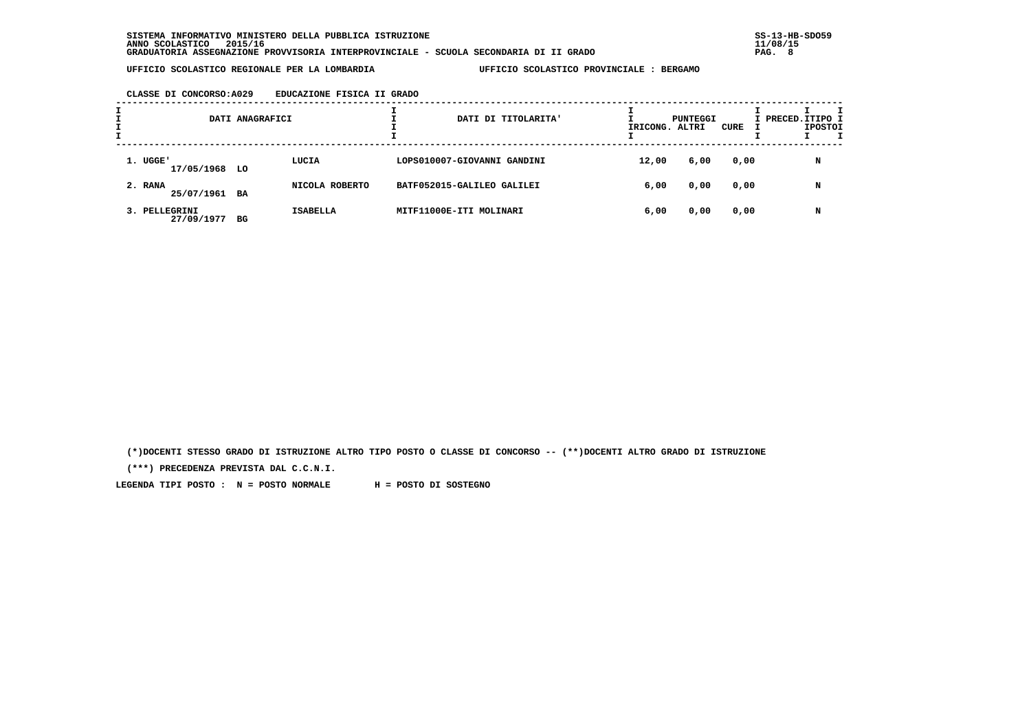SISTEMA INFORMATIVO MINISTERO DELLA PUBBLICA ISTRUZIONE
ANNO SCOLASTICO 2015/16
GRADUATORIA ASSEGNAZIONE PROVVISORIA INTERPROVINCIALE - SCUOLA SECONDARIA DI II GRADO

UFFICIO SCOLASTICO REGIONALE PER LA LOMBARDIA — UFFICIO SCOLASTICO PROVINCIALE : BERGAMO

CLASSE DI CONCORSO:A029 EDUCAZIONE FISICA II GRADO

| DATI ANAGRAFICI | | | DATI DI TITOLARITA' | PUNTEGGI | | | PRECED. | TIPO POSTO |
|---|---|---|---|---|---|---|---|---|
| | | | | RICONG. | ALTRI | CURE | | |
| 1. UGGE' 17/05/1968 | LO | LUCIA | LOPS010007-GIOVANNI GANDINI | 12,00 | 6,00 | 0,00 | | N |
| 2. RANA 25/07/1961 | BA | NICOLA ROBERTO | BATF052015-GALILEO GALILEI | 6,00 | 0,00 | 0,00 | | N |
| 3. PELLEGRINI 27/09/1977 | BG | ISABELLA | MITF11000E-ITI MOLINARI | 6,00 | 0,00 | 0,00 | | N |

(*)DOCENTI STESSO GRADO DI ISTRUZIONE ALTRO TIPO POSTO O CLASSE DI CONCORSO -- (**)DOCENTI ALTRO GRADO DI ISTRUZIONE

(***) PRECEDENZA PREVISTA DAL C.C.N.I.

LEGENDA TIPI POSTO : N = POSTO NORMALE H = POSTO DI SOSTEGNO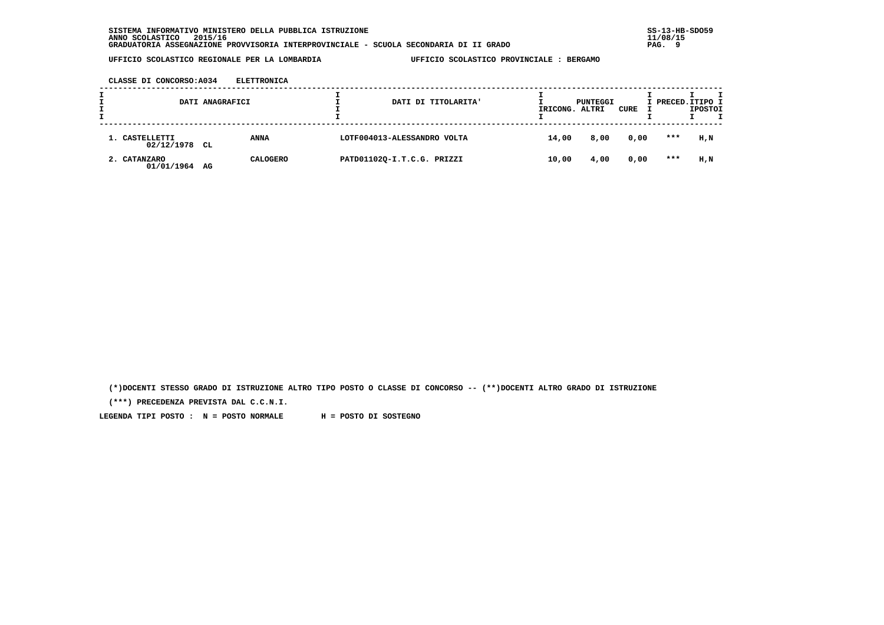SISTEMA INFORMATIVO MINISTERO DELLA PUBBLICA ISTRUZIONE
ANNO SCOLASTICO 2015/16
GRADUATORIA ASSEGNAZIONE PROVVISORIA INTERPROVINCIALE - SCUOLA SECONDARIA DI II GRADO

UFFICIO SCOLASTICO REGIONALE PER LA LOMBARDIA — UFFICIO SCOLASTICO PROVINCIALE : BERGAMO

CLASSE DI CONCORSO:A034 ELETTRONICA

| DATI ANAGRAFICI | | | DATI DI TITOLARITA' | PUNTEGGI RICONG. | ALTRI | CURE | PRECED. | TIPO POSTO |
|---|---|---|---|---|---|---|---|---|
| 1. CASTELLETTI 02/12/1978 | CL | ANNA | LOTF004013-ALESSANDRO VOLTA | 14,00 | 8,00 | 0,00 | *** | H,N |
| 2. CATANZARO 01/01/1964 | AG | CALOGERO | PATD01102Q-I.T.C.G. PRIZZI | 10,00 | 4,00 | 0,00 | *** | H,N |

(*)DOCENTI STESSO GRADO DI ISTRUZIONE ALTRO TIPO POSTO O CLASSE DI CONCORSO -- (**)DOCENTI ALTRO GRADO DI ISTRUZIONE

(***) PRECEDENZA PREVISTA DAL C.C.N.I.

LEGENDA TIPI POSTO : N = POSTO NORMALE H = POSTO DI SOSTEGNO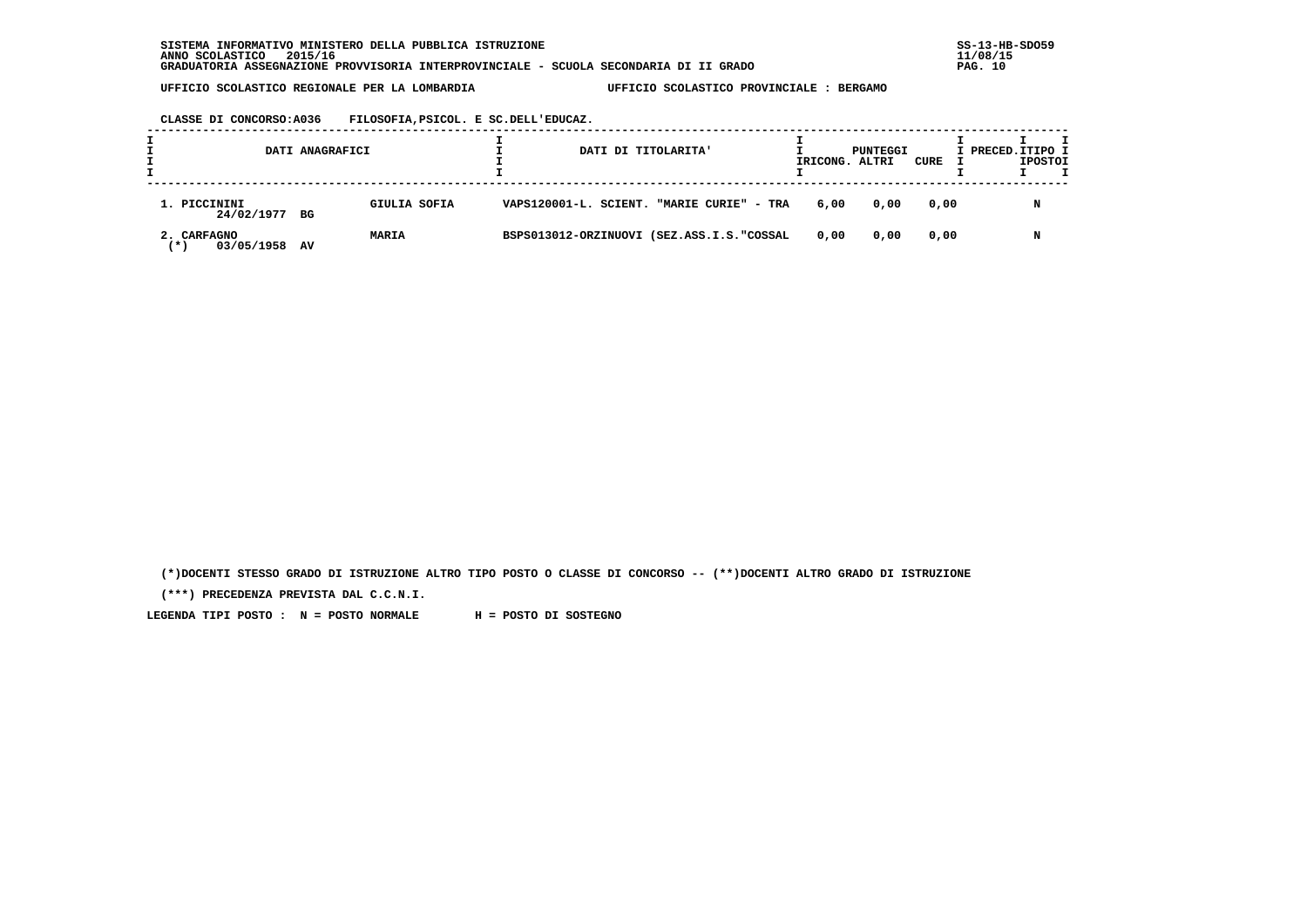SISTEMA INFORMATIVO MINISTERO DELLA PUBBLICA ISTRUZIONE
ANNO SCOLASTICO 2015/16
GRADUATORIA ASSEGNAZIONE PROVVISORIA INTERPROVINCIALE - SCUOLA SECONDARIA DI II GRADO

UFFICIO SCOLASTICO REGIONALE PER LA LOMBARDIA — UFFICIO SCOLASTICO PROVINCIALE : BERGAMO

CLASSE DI CONCORSO:A036 FILOSOFIA,PSICOL. E SC.DELL'EDUCAZ.

| DATI ANAGRAFICI | | DATI DI TITOLARITA' | PUNTEGGI RICONG. | PUNTEGGI ALTRI | PUNTEGGI CURE | PRECED. | TIPO POSTO |
|---|---|---|---|---|---|---|---|
| 1. PICCININI 24/02/1977 BG | GIULIA SOFIA | VAPS120001-L. SCIENT. "MARIE CURIE" - TRA | 6,00 | 0,00 | 0,00 | | N |
| 2. CARFAGNO (*) 03/05/1958 AV | MARIA | BSPS013012-ORZINUOVI (SEZ.ASS.I.S."COSSAL | 0,00 | 0,00 | 0,00 | | N |

(*)DOCENTI STESSO GRADO DI ISTRUZIONE ALTRO TIPO POSTO O CLASSE DI CONCORSO -- (**)DOCENTI ALTRO GRADO DI ISTRUZIONE

(***) PRECEDENZA PREVISTA DAL C.C.N.I.

LEGENDA TIPI POSTO : N = POSTO NORMALE H = POSTO DI SOSTEGNO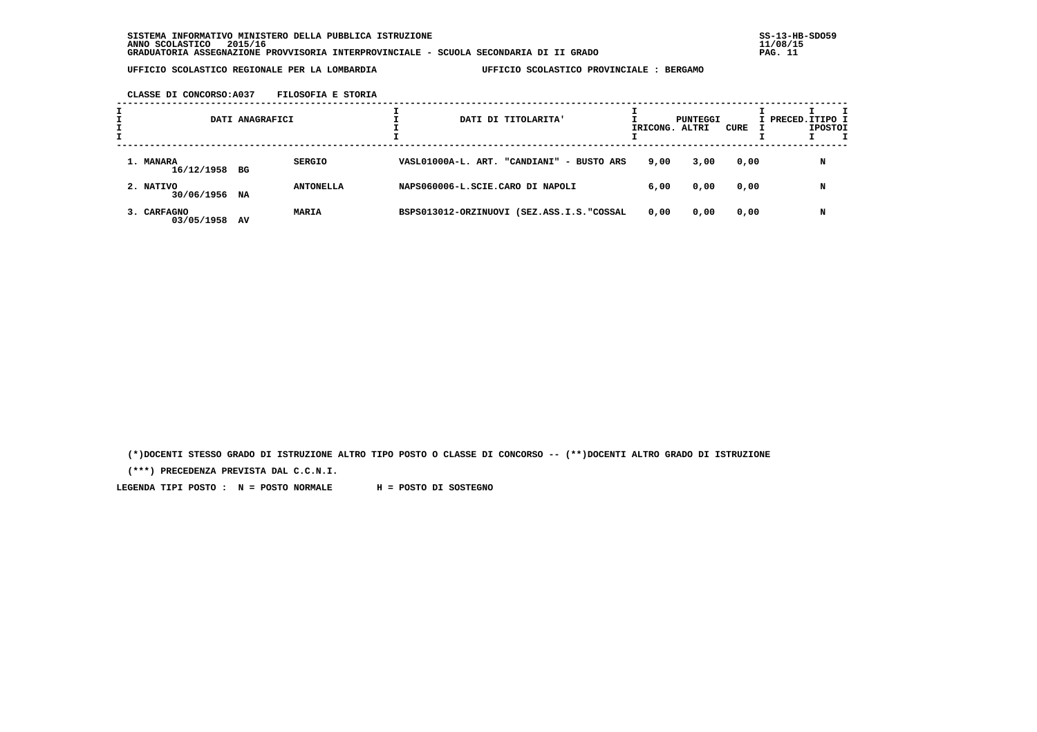SISTEMA INFORMATIVO MINISTERO DELLA PUBBLICA ISTRUZIONE
ANNO SCOLASTICO 2015/16
GRADUATORIA ASSEGNAZIONE PROVVISORIA INTERPROVINCIALE - SCUOLA SECONDARIA DI II GRADO

SS-13-HB-SDO59
11/08/15

UFFICIO SCOLASTICO REGIONALE PER LA LOMBARDIA    UFFICIO SCOLASTICO PROVINCIALE : BERGAMO

CLASSE DI CONCORSO:A037    FILOSOFIA E STORIA

| DATI ANAGRAFICI | | | DATI DI TITOLARITA' | PUNTEGGI RICONG. | PUNTEGGI ALTRI | PUNTEGGI CURE | PRECED. | TIPO POSTO |
|---|---|---|---|---|---|---|---|---|
| 1. MANARA 16/12/1958 | BG | SERGIO | VASL01000A-L. ART. "CANDIANI" - BUSTO ARS | 9,00 | 3,00 | 0,00 | | N |
| 2. NATIVO 30/06/1956 | NA | ANTONELLA | NAPS060006-L.SCIE.CARO DI NAPOLI | 6,00 | 0,00 | 0,00 | | N |
| 3. CARFAGNO 03/05/1958 | AV | MARIA | BSPS013012-ORZINUOVI (SEZ.ASS.I.S."COSSAL | 0,00 | 0,00 | 0,00 | | N |

(*)DOCENTI STESSO GRADO DI ISTRUZIONE ALTRO TIPO POSTO O CLASSE DI CONCORSO -- (**)DOCENTI ALTRO GRADO DI ISTRUZIONE

(***) PRECEDENZA PREVISTA DAL C.C.N.I.

LEGENDA TIPI POSTO : N = POSTO NORMALE    H = POSTO DI SOSTEGNO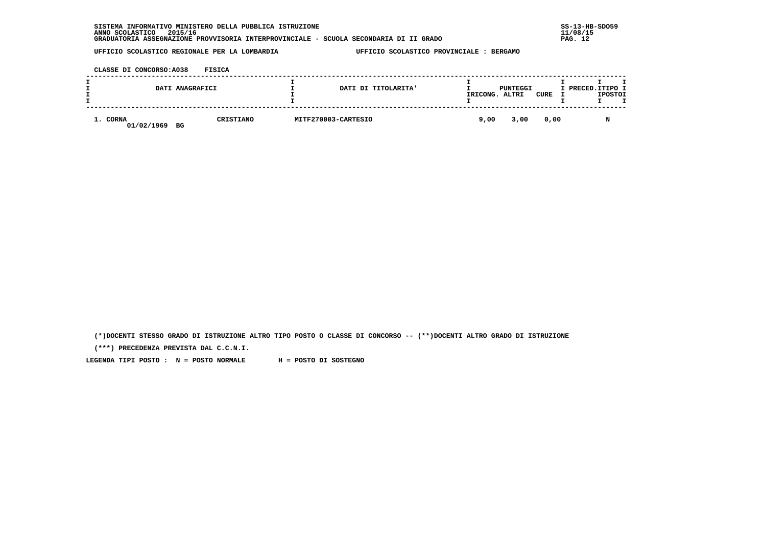SISTEMA INFORMATIVO MINISTERO DELLA PUBBLICA ISTRUZIONE
ANNO SCOLASTICO 2015/16
GRADUATORIA ASSEGNAZIONE PROVVISORIA INTERPROVINCIALE - SCUOLA SECONDARIA DI II GRADO

SS-13-HB-SDO59
11/08/15

UFFICIO SCOLASTICO REGIONALE PER LA LOMBARDIA — UFFICIO SCOLASTICO PROVINCIALE : BERGAMO

CLASSE DI CONCORSO:A038 FISICA

| DATI ANAGRAFICI | | DATI DI TITOLARITA' | PUNTEGGI RICONG. | PUNTEGGI ALTRI | PUNTEGGI CURE | PRECED. | TIPO POSTO |
|---|---|---|---|---|---|---|---|
| 1. CORNA 01/02/1969 BG | CRISTIANO | MITF270003-CARTESIO | 9,00 | 3,00 | 0,00 | | N |

(*)DOCENTI STESSO GRADO DI ISTRUZIONE ALTRO TIPO POSTO O CLASSE DI CONCORSO -- (**)DOCENTI ALTRO GRADO DI ISTRUZIONE

(***) PRECEDENZA PREVISTA DAL C.C.N.I.

LEGENDA TIPI POSTO : N = POSTO NORMALE H = POSTO DI SOSTEGNO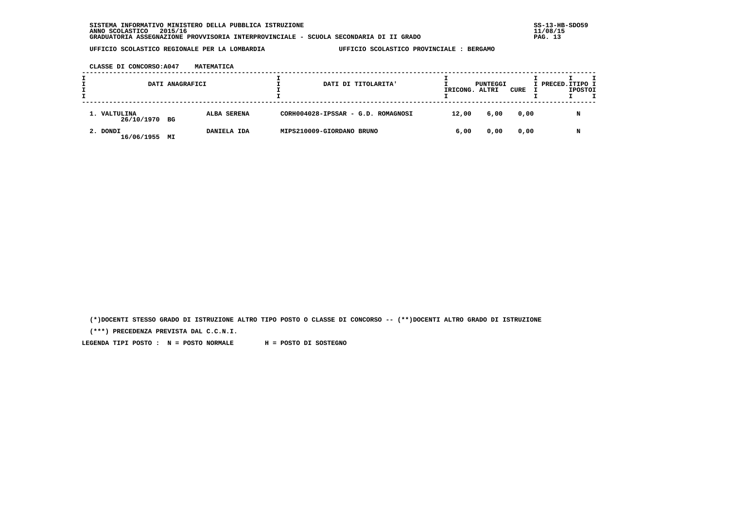SISTEMA INFORMATIVO MINISTERO DELLA PUBBLICA ISTRUZIONE
ANNO SCOLASTICO 2015/16
GRADUATORIA ASSEGNAZIONE PROVVISORIA INTERPROVINCIALE - SCUOLA SECONDARIA DI II GRADO

UFFICIO SCOLASTICO REGIONALE PER LA LOMBARDIA — UFFICIO SCOLASTICO PROVINCIALE : BERGAMO

CLASSE DI CONCORSO:A047 MATEMATICA

| DATI ANAGRAFICI | | DATI DI TITOLARITA' | PUNTEGGI RICONG. | PUNTEGGI ALTRI | PUNTEGGI CURE | PRECED. | TIPO POSTO |
|---|---|---|---|---|---|---|---|
| 1. VALTULINA 26/10/1970 BG | ALBA SERENA | CORH004028-IPSSAR - G.D. ROMAGNOSI | 12,00 | 6,00 | 0,00 | | N |
| 2. DONDI 16/06/1955 MI | DANIELA IDA | MIPS210009-GIORDANO BRUNO | 6,00 | 0,00 | 0,00 | | N |

(*)DOCENTI STESSO GRADO DI ISTRUZIONE ALTRO TIPO POSTO O CLASSE DI CONCORSO -- (**)DOCENTI ALTRO GRADO DI ISTRUZIONE

(***) PRECEDENZA PREVISTA DAL C.C.N.I.

LEGENDA TIPI POSTO : N = POSTO NORMALE H = POSTO DI SOSTEGNO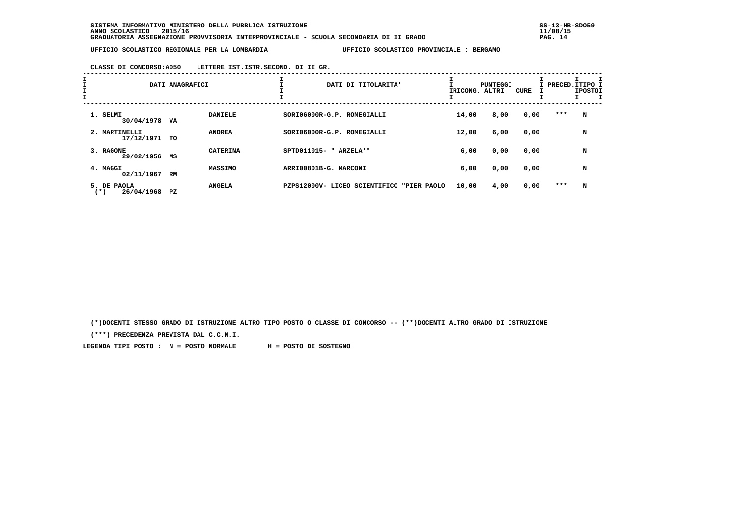SISTEMA INFORMATIVO MINISTERO DELLA PUBBLICA ISTRUZIONE
ANNO SCOLASTICO 2015/16
GRADUATORIA ASSEGNAZIONE PROVVISORIA INTERPROVINCIALE - SCUOLA SECONDARIA DI II GRADO

SS-13-HB-SDO59
11/08/15

UFFICIO SCOLASTICO REGIONALE PER LA LOMBARDIA — UFFICIO SCOLASTICO PROVINCIALE : BERGAMO

CLASSE DI CONCORSO:A050 LETTERE IST.ISTR.SECOND. DI II GR.

| DATI ANAGRAFICI | | | DATI DI TITOLARITA' | PUNTEGGI RICONG. | ALTRI | CURE | PRECED. | TIPO POSTO |
|---|---|---|---|---|---|---|---|---|
| 1. SELMI 30/04/1978 | VA | DANIELE | SORI06000R-G.P. ROMEGIALLI | 14,00 | 8,00 | 0,00 | *** | N |
| 2. MARTINELLI 17/12/1971 | TO | ANDREA | SORI06000R-G.P. ROMEGIALLI | 12,00 | 6,00 | 0,00 | | N |
| 3. RAGONE 29/02/1956 | MS | CATERINA | SPTD011015- " ARZELA'" | 6,00 | 0,00 | 0,00 | | N |
| 4. MAGGI 02/11/1967 | RM | MASSIMO | ARRI00801B-G. MARCONI | 6,00 | 0,00 | 0,00 | | N |
| 5. DE PAOLA (*) 26/04/1968 | PZ | ANGELA | PZPS12000V- LICEO SCIENTIFICO "PIER PAOLO | 10,00 | 4,00 | 0,00 | *** | N |

(*)DOCENTI STESSO GRADO DI ISTRUZIONE ALTRO TIPO POSTO O CLASSE DI CONCORSO -- (**)DOCENTI ALTRO GRADO DI ISTRUZIONE

(***) PRECEDENZA PREVISTA DAL C.C.N.I.

LEGENDA TIPI POSTO : N = POSTO NORMALE H = POSTO DI SOSTEGNO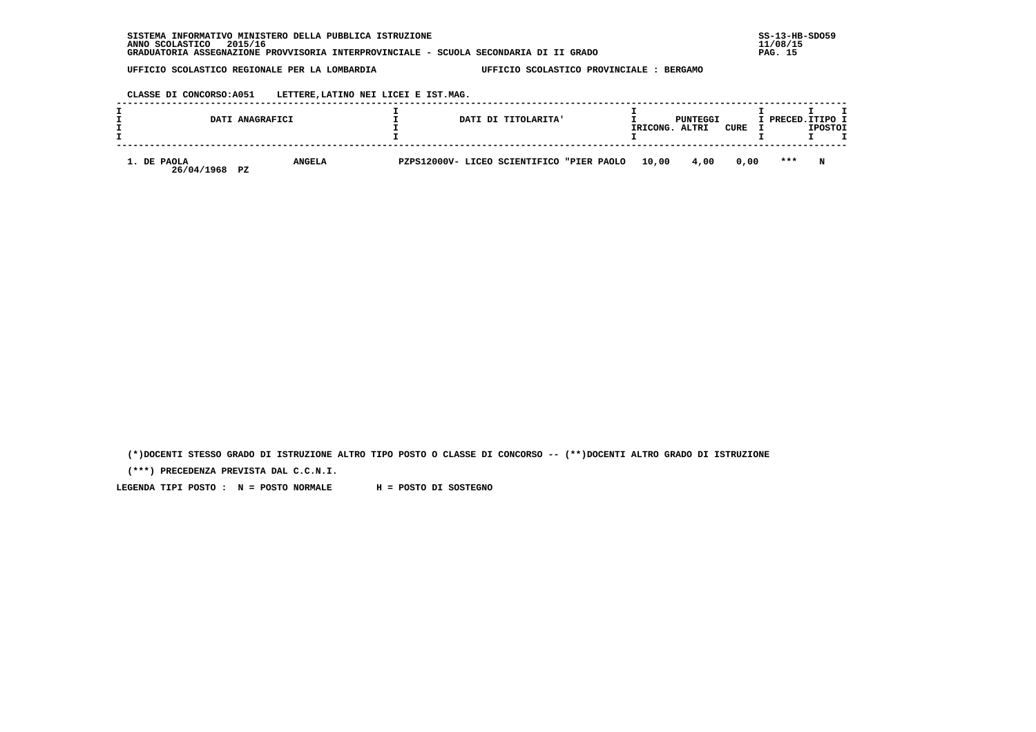SISTEMA INFORMATIVO MINISTERO DELLA PUBBLICA ISTRUZIONE
ANNO SCOLASTICO 2015/16
GRADUATORIA ASSEGNAZIONE PROVVISORIA INTERPROVINCIALE - SCUOLA SECONDARIA DI II GRADO

SS-13-HB-SDO59
11/08/15

UFFICIO SCOLASTICO REGIONALE PER LA LOMBARDIA — UFFICIO SCOLASTICO PROVINCIALE : BERGAMO

CLASSE DI CONCORSO:A051 LETTERE,LATINO NEI LICEI E IST.MAG.

| DATI ANAGRAFICI | | DATI DI TITOLARITA' | PUNTEGGI RICONG. | PUNTEGGI ALTRI | PUNTEGGI CURE | PRECED. | TIPO POSTO |
|---|---|---|---|---|---|---|---|
| 1. DE PAOLA 26/04/1968 PZ | ANGELA | PZPS12000V- LICEO SCIENTIFICO "PIER PAOLO | 10,00 | 4,00 | 0,00 | *** | N |

(*)DOCENTI STESSO GRADO DI ISTRUZIONE ALTRO TIPO POSTO O CLASSE DI CONCORSO -- (**)DOCENTI ALTRO GRADO DI ISTRUZIONE

(***) PRECEDENZA PREVISTA DAL C.C.N.I.

LEGENDA TIPI POSTO : N = POSTO NORMALE H = POSTO DI SOSTEGNO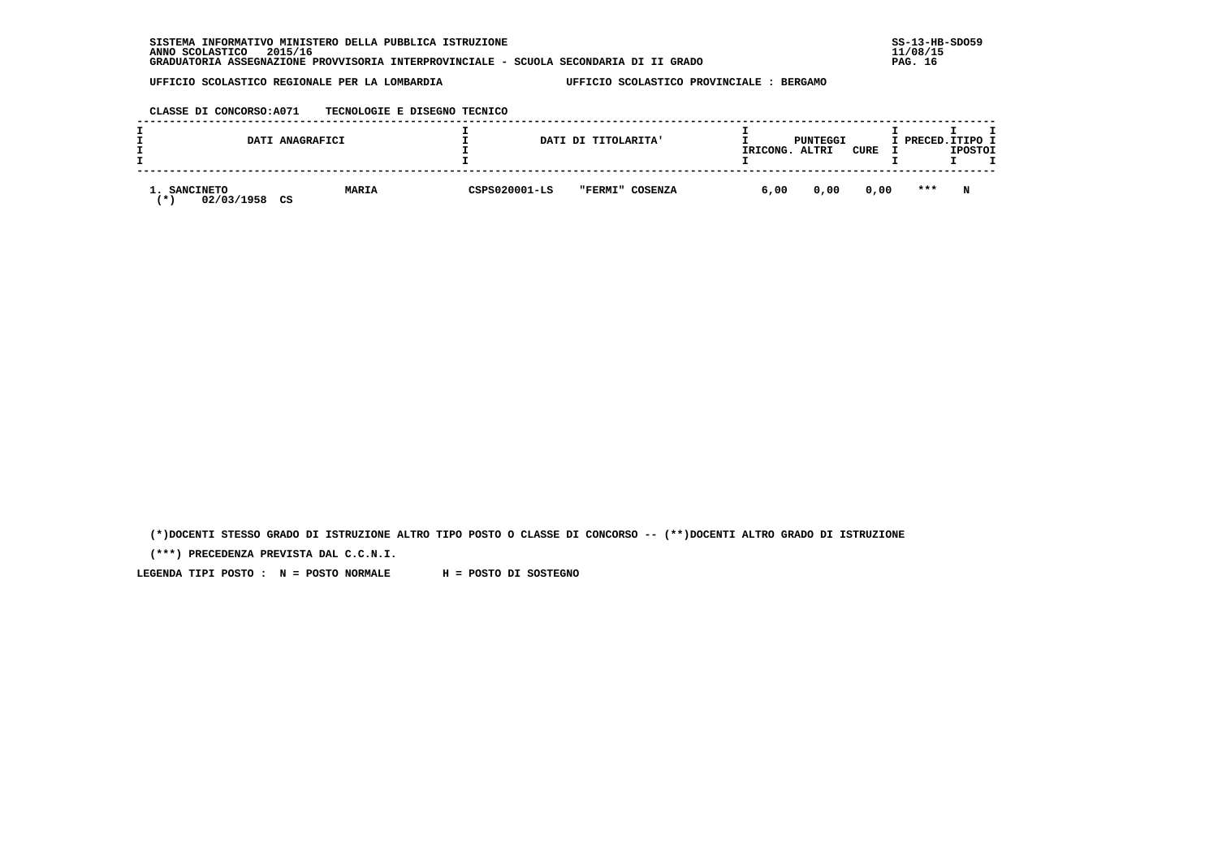SISTEMA INFORMATIVO MINISTERO DELLA PUBBLICA ISTRUZIONE
ANNO SCOLASTICO 2015/16
GRADUATORIA ASSEGNAZIONE PROVVISORIA INTERPROVINCIALE - SCUOLA SECONDARIA DI II GRADO

SS-13-HB-SDO59
11/08/15

UFFICIO SCOLASTICO REGIONALE PER LA LOMBARDIA — UFFICIO SCOLASTICO PROVINCIALE : BERGAMO

CLASSE DI CONCORSO:A071 TECNOLOGIE E DISEGNO TECNICO

| DATI ANAGRAFICI | | DATI DI TITOLARITA' | | PUNTEGGI RICONG. | PUNTEGGI ALTRI | PUNTEGGI CURE | PRECED. | TIPO POSTO |
|---|---|---|---|---|---|---|---|---|
| 1. SANCINETO (*) 02/03/1958 CS | MARIA | CSPS020001-LS | "FERMI" COSENZA | 6,00 | 0,00 | 0,00 | *** | N |

(*)DOCENTI STESSO GRADO DI ISTRUZIONE ALTRO TIPO POSTO O CLASSE DI CONCORSO -- (**)DOCENTI ALTRO GRADO DI ISTRUZIONE

(***) PRECEDENZA PREVISTA DAL C.C.N.I.

LEGENDA TIPI POSTO : N = POSTO NORMALE H = POSTO DI SOSTEGNO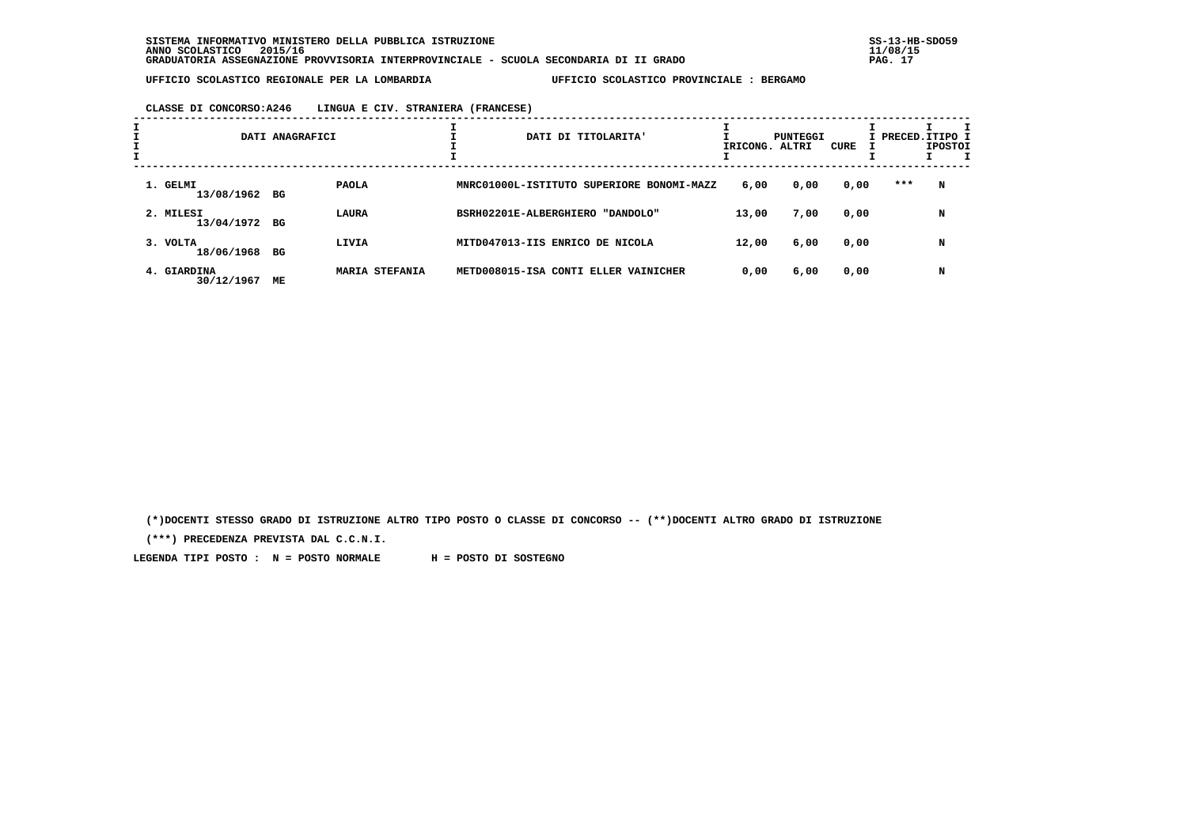SISTEMA INFORMATIVO MINISTERO DELLA PUBBLICA ISTRUZIONE
ANNO SCOLASTICO 2015/16
GRADUATORIA ASSEGNAZIONE PROVVISORIA INTERPROVINCIALE - SCUOLA SECONDARIA DI II GRADO

UFFICIO SCOLASTICO REGIONALE PER LA LOMBARDIA — UFFICIO SCOLASTICO PROVINCIALE : BERGAMO

CLASSE DI CONCORSO:A246 LINGUA E CIV. STRANIERA (FRANCESE)

| DATI ANAGRAFICI | | | DATI DI TITOLARITA' | PUNTEGGI RICONG. | ALTRI | CURE | PRECED. | TIPO POSTO |
|---|---|---|---|---|---|---|---|---|
| 1. GELMI 13/08/1962 | BG | PAOLA | MNRC01000L-ISTITUTO SUPERIORE BONOMI-MAZZ | 6,00 | 0,00 | 0,00 | *** | N |
| 2. MILESI 13/04/1972 | BG | LAURA | BSRH02201E-ALBERGHIERO "DANDOLO" | 13,00 | 7,00 | 0,00 | | N |
| 3. VOLTA 18/06/1968 | BG | LIVIA | MITD047013-IIS ENRICO DE NICOLA | 12,00 | 6,00 | 0,00 | | N |
| 4. GIARDINA 30/12/1967 | ME | MARIA STEFANIA | METD008015-ISA CONTI ELLER VAINICHER | 0,00 | 6,00 | 0,00 | | N |

(*)DOCENTI STESSO GRADO DI ISTRUZIONE ALTRO TIPO POSTO O CLASSE DI CONCORSO -- (**)DOCENTI ALTRO GRADO DI ISTRUZIONE

(***) PRECEDENZA PREVISTA DAL C.C.N.I.

LEGENDA TIPI POSTO : N = POSTO NORMALE H = POSTO DI SOSTEGNO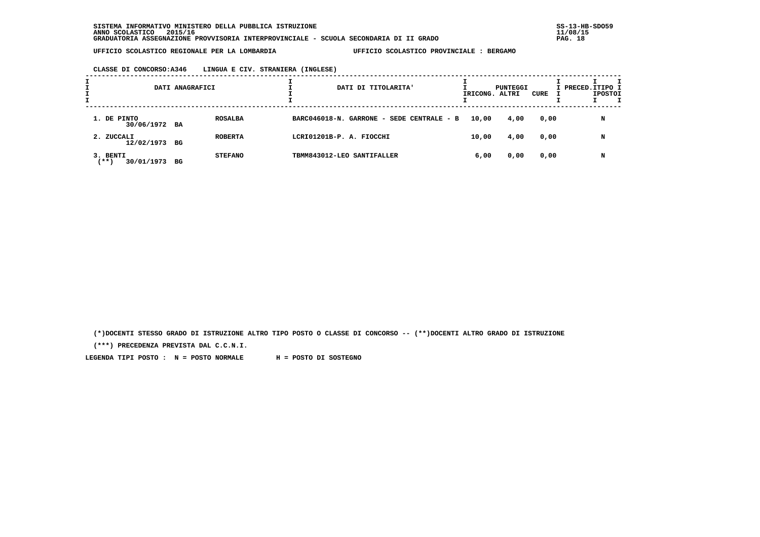SISTEMA INFORMATIVO MINISTERO DELLA PUBBLICA ISTRUZIONE
ANNO SCOLASTICO 2015/16
GRADUATORIA ASSEGNAZIONE PROVVISORIA INTERPROVINCIALE - SCUOLA SECONDARIA DI II GRADO

SS-13-HB-SDO59
11/08/15

UFFICIO SCOLASTICO REGIONALE PER LA LOMBARDIA — UFFICIO SCOLASTICO PROVINCIALE : BERGAMO

CLASSE DI CONCORSO:A346 LINGUA E CIV. STRANIERA (INGLESE)

| DATI ANAGRAFICI | | DATI DI TITOLARITA' | PUNTEGGI RICONG. | ALTRI | CURE | PRECED. | TIPO POSTO |
|---|---|---|---|---|---|---|---|
| 1. DE PINTO 30/06/1972 BA | ROSALBA | BARC046018-N. GARRONE - SEDE CENTRALE - B | 10,00 | 4,00 | 0,00 | | N |
| 2. ZUCCALI 12/02/1973 BG | ROBERTA | LCRI01201B-P. A. FIOCCHI | 10,00 | 4,00 | 0,00 | | N |
| 3. BENTI (**) 30/01/1973 BG | STEFANO | TBMM843012-LEO SANTIFALLER | 6,00 | 0,00 | 0,00 | | N |

(*)DOCENTI STESSO GRADO DI ISTRUZIONE ALTRO TIPO POSTO O CLASSE DI CONCORSO -- (**)DOCENTI ALTRO GRADO DI ISTRUZIONE

(***) PRECEDENZA PREVISTA DAL C.C.N.I.

LEGENDA TIPI POSTO : N = POSTO NORMALE H = POSTO DI SOSTEGNO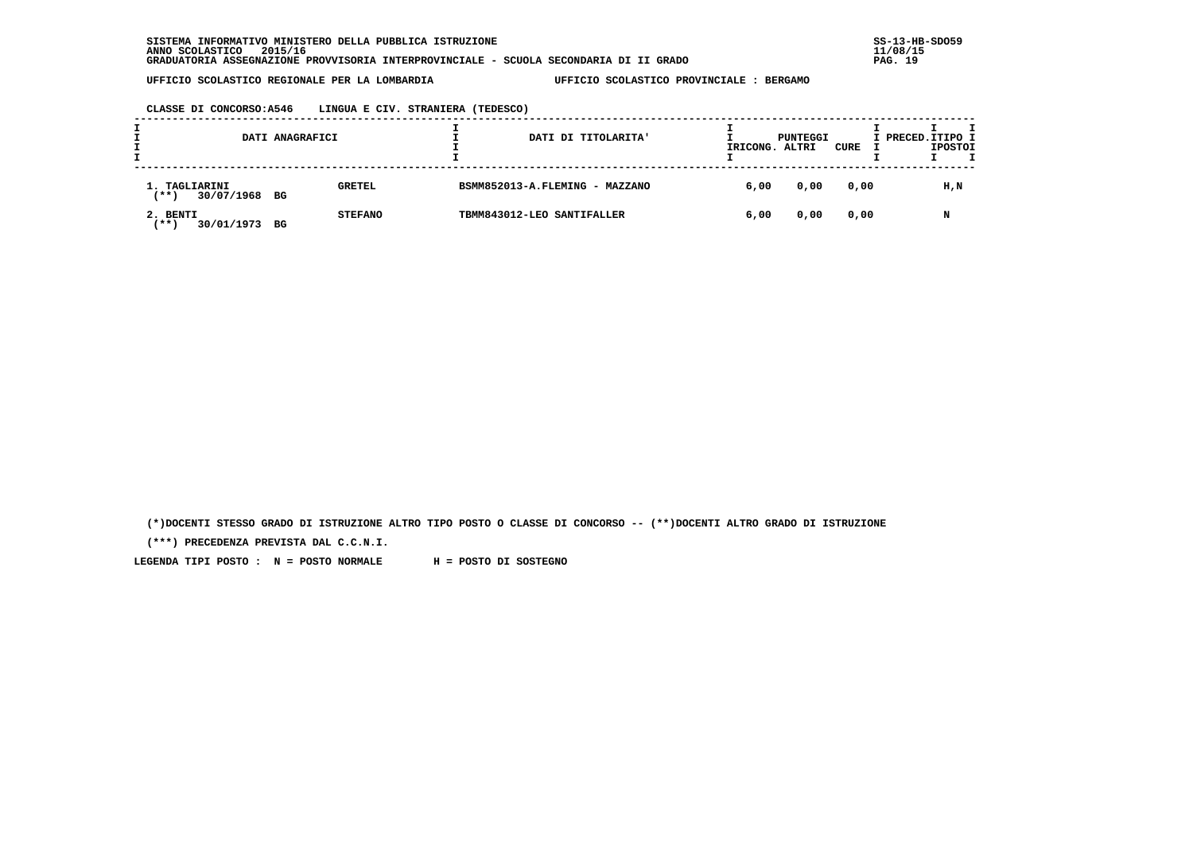SISTEMA INFORMATIVO MINISTERO DELLA PUBBLICA ISTRUZIONE
ANNO SCOLASTICO 2015/16
GRADUATORIA ASSEGNAZIONE PROVVISORIA INTERPROVINCIALE - SCUOLA SECONDARIA DI II GRADO

SS-13-HB-SDO59
11/08/15

UFFICIO SCOLASTICO REGIONALE PER LA LOMBARDIA — UFFICIO SCOLASTICO PROVINCIALE : BERGAMO

CLASSE DI CONCORSO:A546 LINGUA E CIV. STRANIERA (TEDESCO)

| DATI ANAGRAFICI | | DATI DI TITOLARITA' | PUNTEGGI RICONG. | ALTRI | CURE | PRECED. | TIPO POSTO |
|---|---|---|---|---|---|---|---|
| 1. TAGLIARINI (**) 30/07/1968 BG | GRETEL | BSMM852013-A.FLEMING - MAZZANO | 6,00 | 0,00 | 0,00 | | H,N |
| 2. BENTI (**) 30/01/1973 BG | STEFANO | TBMM843012-LEO SANTIFALLER | 6,00 | 0,00 | 0,00 | | N |

(*)DOCENTI STESSO GRADO DI ISTRUZIONE ALTRO TIPO POSTO O CLASSE DI CONCORSO -- (**)DOCENTI ALTRO GRADO DI ISTRUZIONE

(***) PRECEDENZA PREVISTA DAL C.C.N.I.

LEGENDA TIPI POSTO : N = POSTO NORMALE H = POSTO DI SOSTEGNO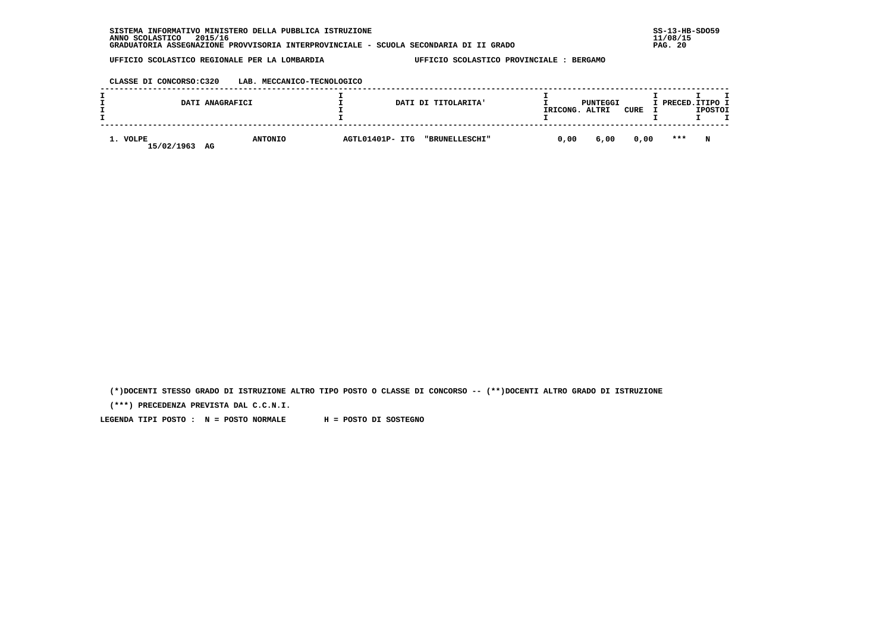SISTEMA INFORMATIVO MINISTERO DELLA PUBBLICA ISTRUZIONE
ANNO SCOLASTICO 2015/16
GRADUATORIA ASSEGNAZIONE PROVVISORIA INTERPROVINCIALE - SCUOLA SECONDARIA DI II GRADO

UFFICIO SCOLASTICO REGIONALE PER LA LOMBARDIA — UFFICIO SCOLASTICO PROVINCIALE : BERGAMO

CLASSE DI CONCORSO:C320 LAB. MECCANICO-TECNOLOGICO

| DATI ANAGRAFICI | | DATI DI TITOLARITA' | PUNTEGGI RICONG. | PUNTEGGI ALTRI | PUNTEGGI CURE | PRECED. | TIPO POSTO |
|---|---|---|---|---|---|---|---|
| 1. VOLPE 15/02/1963 AG | ANTONIO | AGTL01401P- ITG "BRUNELLESCHI" | 0,00 | 6,00 | 0,00 | *** | N |

(*)DOCENTI STESSO GRADO DI ISTRUZIONE ALTRO TIPO POSTO O CLASSE DI CONCORSO -- (**)DOCENTI ALTRO GRADO DI ISTRUZIONE

(***) PRECEDENZA PREVISTA DAL C.C.N.I.

LEGENDA TIPI POSTO : N = POSTO NORMALE H = POSTO DI SOSTEGNO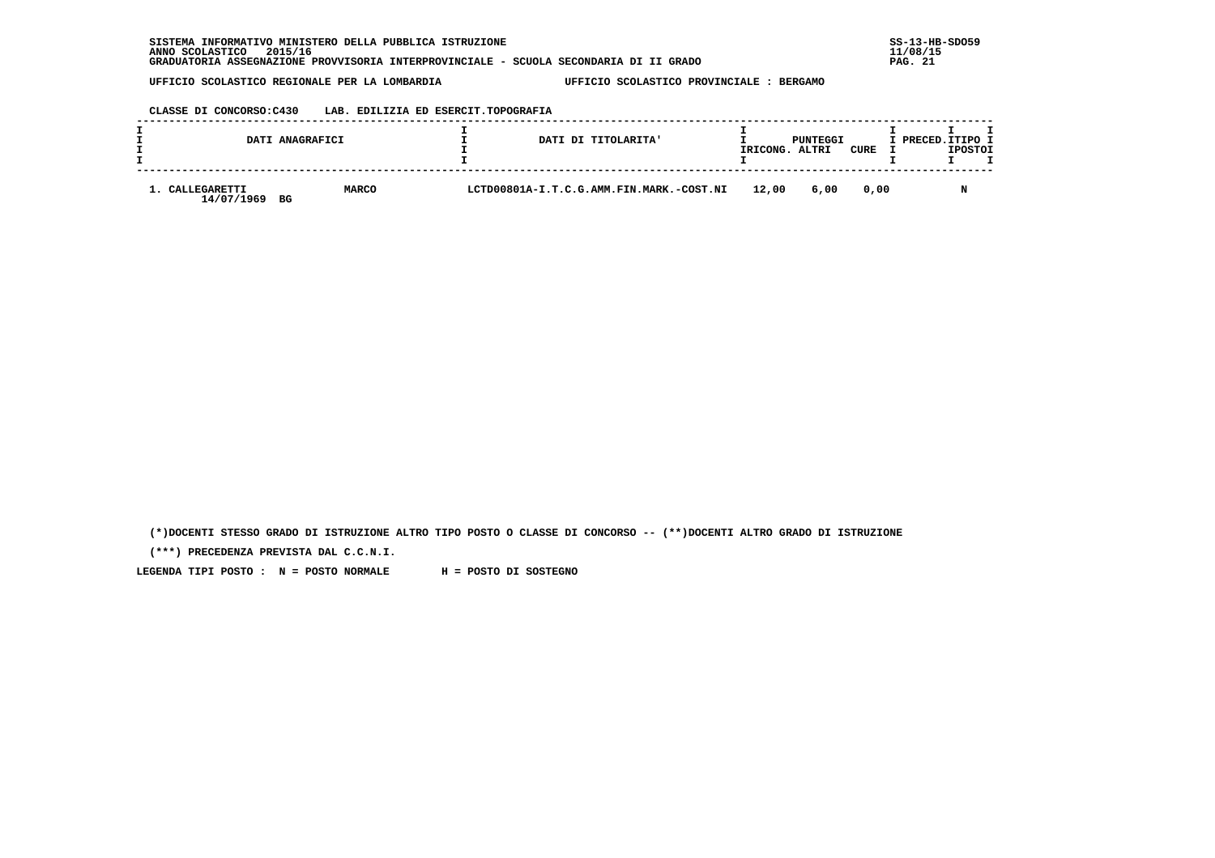SISTEMA INFORMATIVO MINISTERO DELLA PUBBLICA ISTRUZIONE
ANNO SCOLASTICO 2015/16
GRADUATORIA ASSEGNAZIONE PROVVISORIA INTERPROVINCIALE - SCUOLA SECONDARIA DI II GRADO

UFFICIO SCOLASTICO REGIONALE PER LA LOMBARDIA — UFFICIO SCOLASTICO PROVINCIALE : BERGAMO

CLASSE DI CONCORSO:C430 LAB. EDILIZIA ED ESERCIT.TOPOGRAFIA

| DATI ANAGRAFICI | | DATI DI TITOLARITA' | PUNTEGGI RICONG. | ALTRI | CURE | PRECED. | TIPO POSTO |
|---|---|---|---|---|---|---|---|
| 1. CALLEGARETTI 14/07/1969 BG | MARCO | LCTD00801A-I.T.C.G.AMM.FIN.MARK.-COST.NI | 12,00 | 6,00 | 0,00 | | N |

(*)DOCENTI STESSO GRADO DI ISTRUZIONE ALTRO TIPO POSTO O CLASSE DI CONCORSO -- (**)DOCENTI ALTRO GRADO DI ISTRUZIONE

(***) PRECEDENZA PREVISTA DAL C.C.N.I.

LEGENDA TIPI POSTO : N = POSTO NORMALE H = POSTO DI SOSTEGNO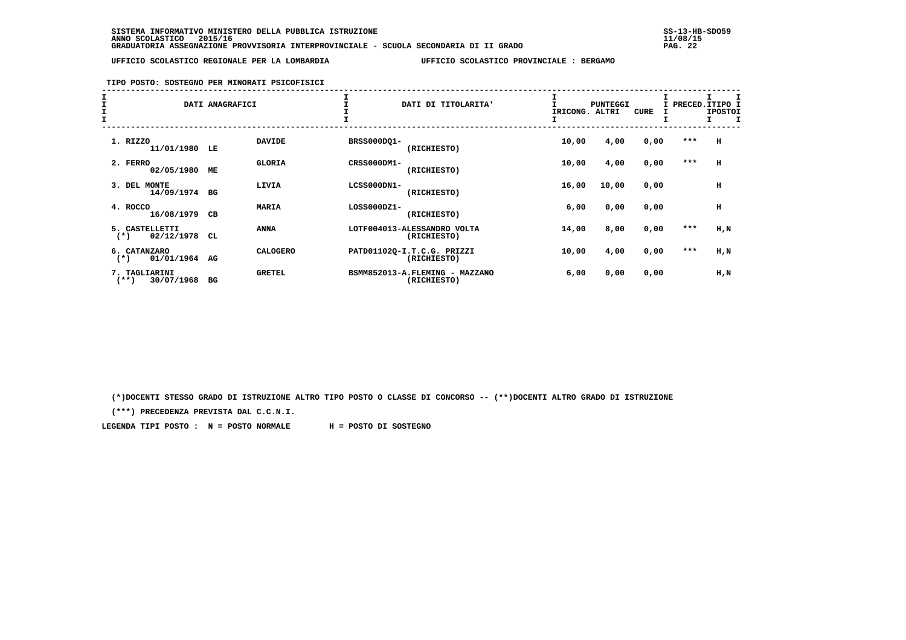SISTEMA INFORMATIVO MINISTERO DELLA PUBBLICA ISTRUZIONE
ANNO SCOLASTICO 2015/16
GRADUATORIA ASSEGNAZIONE PROVVISORIA INTERPROVINCIALE - SCUOLA SECONDARIA DI II GRADO

UFFICIO SCOLASTICO REGIONALE PER LA LOMBARDIA — UFFICIO SCOLASTICO PROVINCIALE : BERGAMO

TIPO POSTO: SOSTEGNO PER MINORATI PSICOFISICI

| DATI ANAGRAFICI | | | DATI DI TITOLARITA' | PUNTEGGI RICONG. | ALTRI | CURE | PRECED. | TIPO POSTO |
|---|---|---|---|---|---|---|---|---|
| 1. RIZZO 11/01/1980 | LE | DAVIDE | BRSS000DQ1- (RICHIESTO) | 10,00 | 4,00 | 0,00 | *** | H |
| 2. FERRO 02/05/1980 | ME | GLORIA | CRSS000DM1- (RICHIESTO) | 10,00 | 4,00 | 0,00 | *** | H |
| 3. DEL MONTE 14/09/1974 | BG | LIVIA | LCSS000DN1- (RICHIESTO) | 16,00 | 10,00 | 0,00 | | H |
| 4. ROCCO 16/08/1979 | CB | MARIA | LOSS000DZ1- (RICHIESTO) | 6,00 | 0,00 | 0,00 | | H |
| 5. CASTELLETTI (*) 02/12/1978 | CL | ANNA | LOTF004013-ALESSANDRO VOLTA (RICHIESTO) | 14,00 | 8,00 | 0,00 | *** | H,N |
| 6. CATANZARO (*) 01/01/1964 | AG | CALOGERO | PATD01102Q-I.T.C.G. PRIZZI (RICHIESTO) | 10,00 | 4,00 | 0,00 | *** | H,N |
| 7. TAGLIARINI (**) 30/07/1968 | BG | GRETEL | BSMM852013-A.FLEMING - MAZZANO (RICHIESTO) | 6,00 | 0,00 | 0,00 | | H,N |

(*)DOCENTI STESSO GRADO DI ISTRUZIONE ALTRO TIPO POSTO O CLASSE DI CONCORSO -- (**)DOCENTI ALTRO GRADO DI ISTRUZIONE

(***) PRECEDENZA PREVISTA DAL C.C.N.I.

LEGENDA TIPI POSTO : N = POSTO NORMALE H = POSTO DI SOSTEGNO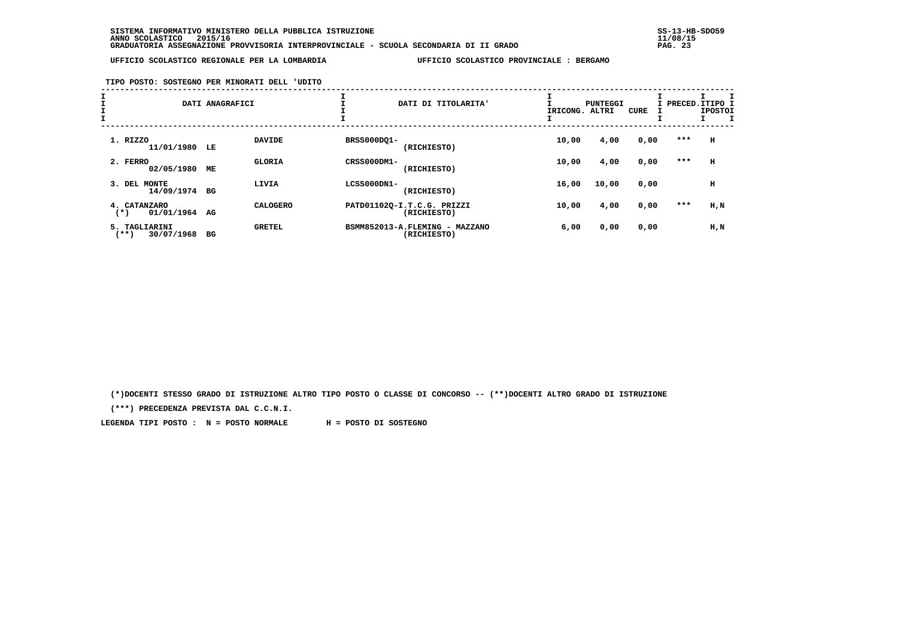SISTEMA INFORMATIVO MINISTERO DELLA PUBBLICA ISTRUZIONE
ANNO SCOLASTICO 2015/16
GRADUATORIA ASSEGNAZIONE PROVVISORIA INTERPROVINCIALE - SCUOLA SECONDARIA DI II GRADO

UFFICIO SCOLASTICO REGIONALE PER LA LOMBARDIA — UFFICIO SCOLASTICO PROVINCIALE : BERGAMO

TIPO POSTO: SOSTEGNO PER MINORATI DELL 'UDITO

| DATI ANAGRAFICI | | | DATI DI TITOLARITA' | PUNTEGGI RICONG. | PUNTEGGI ALTRI | PUNTEGGI CURE | PRECED. | TIPO POSTO |
|---|---|---|---|---|---|---|---|---|
| 1. RIZZO 11/01/1980 | LE | DAVIDE | BRSS000DQ1- (RICHIESTO) | 10,00 | 4,00 | 0,00 | *** | H |
| 2. FERRO 02/05/1980 | ME | GLORIA | CRSS000DM1- (RICHIESTO) | 10,00 | 4,00 | 0,00 | *** | H |
| 3. DEL MONTE 14/09/1974 | BG | LIVIA | LCSS000DN1- (RICHIESTO) | 16,00 | 10,00 | 0,00 | | H |
| 4. CATANZARO (*) 01/01/1964 | AG | CALOGERO | PATD01102Q-I.T.C.G. PRIZZI (RICHIESTO) | 10,00 | 4,00 | 0,00 | *** | H,N |
| 5. TAGLIARINI (**) 30/07/1968 | BG | GRETEL | BSMM852013-A.FLEMING - MAZZANO (RICHIESTO) | 6,00 | 0,00 | 0,00 | | H,N |

(*)DOCENTI STESSO GRADO DI ISTRUZIONE ALTRO TIPO POSTO O CLASSE DI CONCORSO -- (**)DOCENTI ALTRO GRADO DI ISTRUZIONE

(***) PRECEDENZA PREVISTA DAL C.C.N.I.

LEGENDA TIPI POSTO : N = POSTO NORMALE H = POSTO DI SOSTEGNO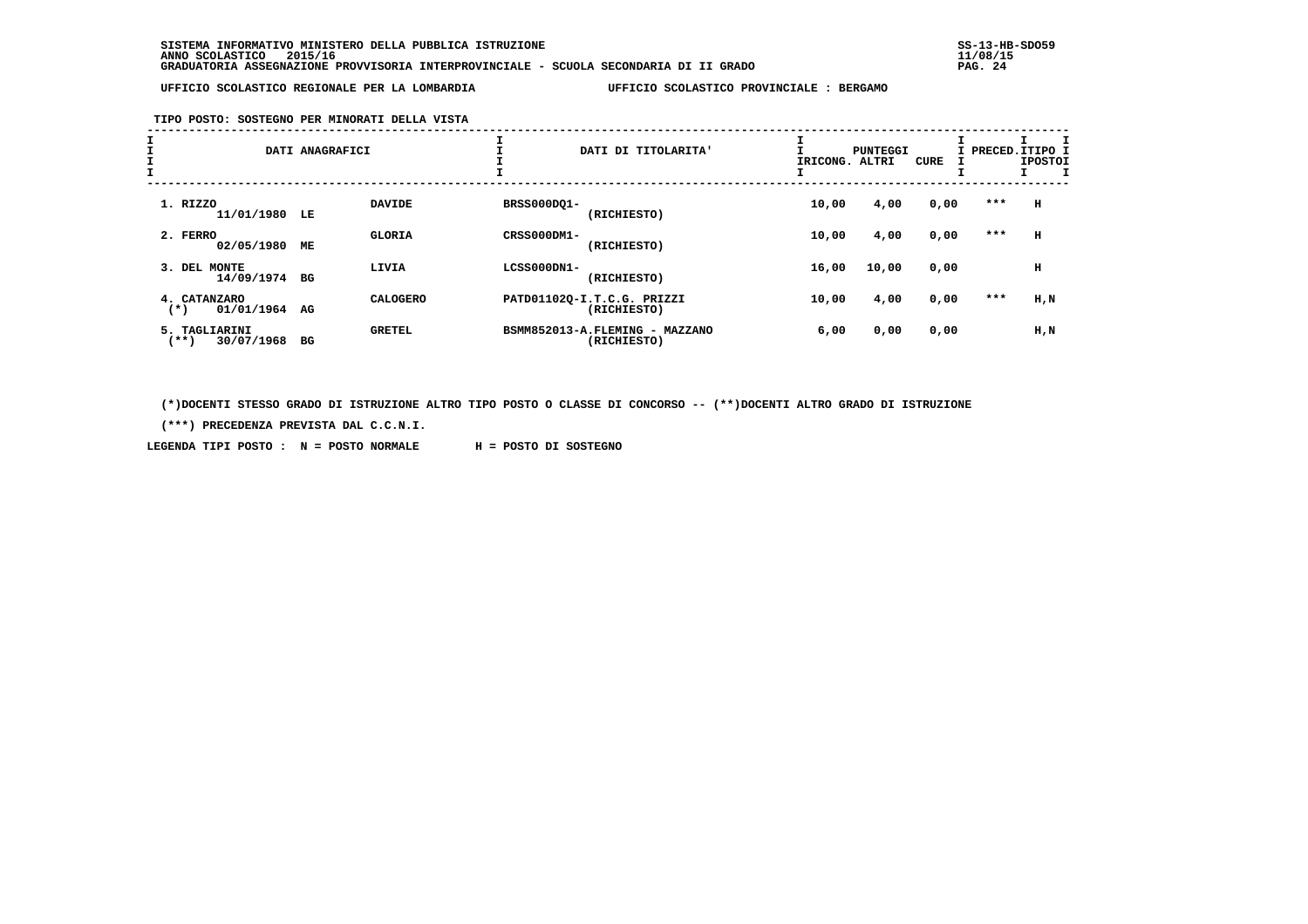SISTEMA INFORMATIVO MINISTERO DELLA PUBBLICA ISTRUZIONE
ANNO SCOLASTICO 2015/16
GRADUATORIA ASSEGNAZIONE PROVVISORIA INTERPROVINCIALE - SCUOLA SECONDARIA DI II GRADO

SS-13-HB-SDO59
11/08/15

UFFICIO SCOLASTICO REGIONALE PER LA LOMBARDIA    UFFICIO SCOLASTICO PROVINCIALE : BERGAMO

TIPO POSTO: SOSTEGNO PER MINORATI DELLA VISTA

| DATI ANAGRAFICI | | | DATI DI TITOLARITA' | PUNTEGGI RICONG. | ALTRI | CURE | PRECED. | TIPO POSTI |
|---|---|---|---|---|---|---|---|---|
| 1. RIZZO 11/01/1980 | LE | DAVIDE | BRSS000DQ1- (RICHIESTO) | 10,00 | 4,00 | 0,00 | *** | H |
| 2. FERRO 02/05/1980 | ME | GLORIA | CRSS000DM1- (RICHIESTO) | 10,00 | 4,00 | 0,00 | *** | H |
| 3. DEL MONTE 14/09/1974 | BG | LIVIA | LCSS000DN1- (RICHIESTO) | 16,00 | 10,00 | 0,00 | | H |
| 4. CATANZARO (*) 01/01/1964 | AG | CALOGERO | PATD01102Q-I.T.C.G. PRIZZI (RICHIESTO) | 10,00 | 4,00 | 0,00 | *** | H,N |
| 5. TAGLIARINI (**) 30/07/1968 | BG | GRETEL | BSMM852013-A.FLEMING - MAZZANO (RICHIESTO) | 6,00 | 0,00 | 0,00 | | H,N |

(*)DOCENTI STESSO GRADO DI ISTRUZIONE ALTRO TIPO POSTO O CLASSE DI CONCORSO -- (**)DOCENTI ALTRO GRADO DI ISTRUZIONE

(***) PRECEDENZA PREVISTA DAL C.C.N.I.

LEGENDA TIPI POSTO : N = POSTO NORMALE    H = POSTO DI SOSTEGNO